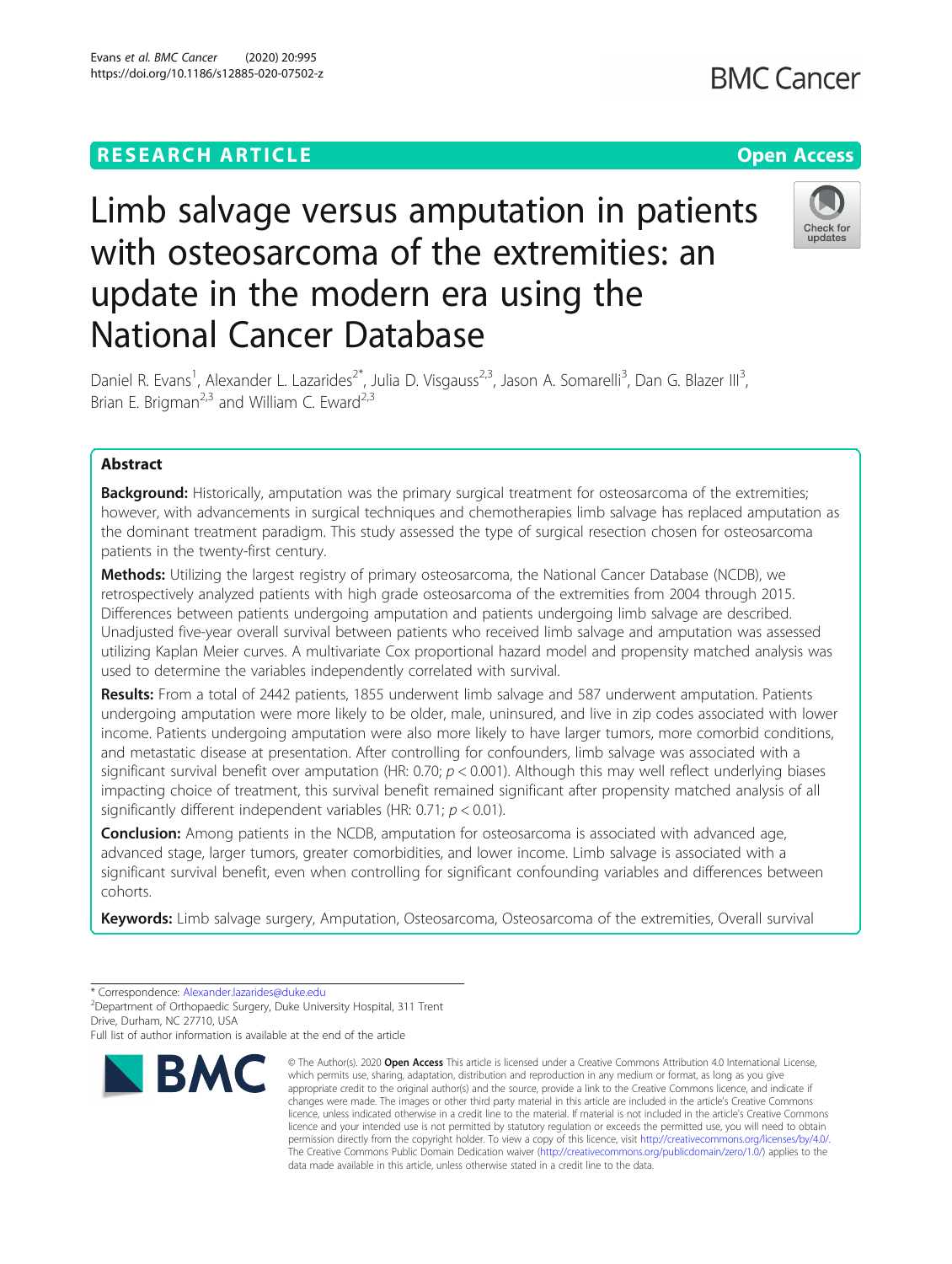RESEARCH ARTICLE

Open Access

# Limb salvage versus amputation in patients with osteosarcoma of the extremities: an update in the modern era using the National Cancer Database

Daniel R. Evans[1], Alexander L. Lazarides[2*], Julia D. Visgauss[2,3], Jason A. Somarelli[3], Dan G. Blazer III[3], Brian E. Brigman[2,3] and William C. Eward[2,3]

## Abstract

**Background:** Historically, amputation was the primary surgical treatment for osteosarcoma of the extremities; however, with advancements in surgical techniques and chemotherapies limb salvage has replaced amputation as the dominant treatment paradigm. This study assessed the type of surgical resection chosen for osteosarcoma patients in the twenty-first century.

**Methods:** Utilizing the largest registry of primary osteosarcoma, the National Cancer Database (NCDB), we retrospectively analyzed patients with high grade osteosarcoma of the extremities from 2004 through 2015. Differences between patients undergoing amputation and patients undergoing limb salvage are described. Unadjusted five-year overall survival between patients who received limb salvage and amputation was assessed utilizing Kaplan Meier curves. A multivariate Cox proportional hazard model and propensity matched analysis was used to determine the variables independently correlated with survival.

**Results:** From a total of 2442 patients, 1855 underwent limb salvage and 587 underwent amputation. Patients undergoing amputation were more likely to be older, male, uninsured, and live in zip codes associated with lower income. Patients undergoing amputation were also more likely to have larger tumors, more comorbid conditions, and metastatic disease at presentation. After controlling for confounders, limb salvage was associated with a significant survival benefit over amputation (HR: 0.70; $p < 0.001$). Although this may well reflect underlying biases impacting choice of treatment, this survival benefit remained significant after propensity matched analysis of all significantly different independent variables (HR: 0.71; $p < 0.01$).

**Conclusion:** Among patients in the NCDB, amputation for osteosarcoma is associated with advanced age, advanced stage, larger tumors, greater comorbidities, and lower income. Limb salvage is associated with a significant survival benefit, even when controlling for significant confounding variables and differences between cohorts.

**Keywords:** Limb salvage surgery, Amputation, Osteosarcoma, Osteosarcoma of the extremities, Overall survival

---

\* Correspondence: Alexander.lazarides@duke.edu

[2]Department of Orthopaedic Surgery, Duke University Hospital, 311 Trent Drive, Durham, NC 27710, USA

Full list of author information is available at the end of the article

© The Author(s). 2020 **Open Access** This article is licensed under a Creative Commons Attribution 4.0 International License, which permits use, sharing, adaptation, distribution and reproduction in any medium or format, as long as you give appropriate credit to the original author(s) and the source, provide a link to the Creative Commons licence, and indicate if changes were made. The images or other third party material in this article are included in the article's Creative Commons licence, unless indicated otherwise in a credit line to the material. If material is not included in the article's Creative Commons licence and your intended use is not permitted by statutory regulation or exceeds the permitted use, you will need to obtain permission directly from the copyright holder. To view a copy of this licence, visit http://creativecommons.org/licenses/by/4.0/. The Creative Commons Public Domain Dedication waiver (http://creativecommons.org/publicdomain/zero/1.0/) applies to the data made available in this article, unless otherwise stated in a credit line to the data.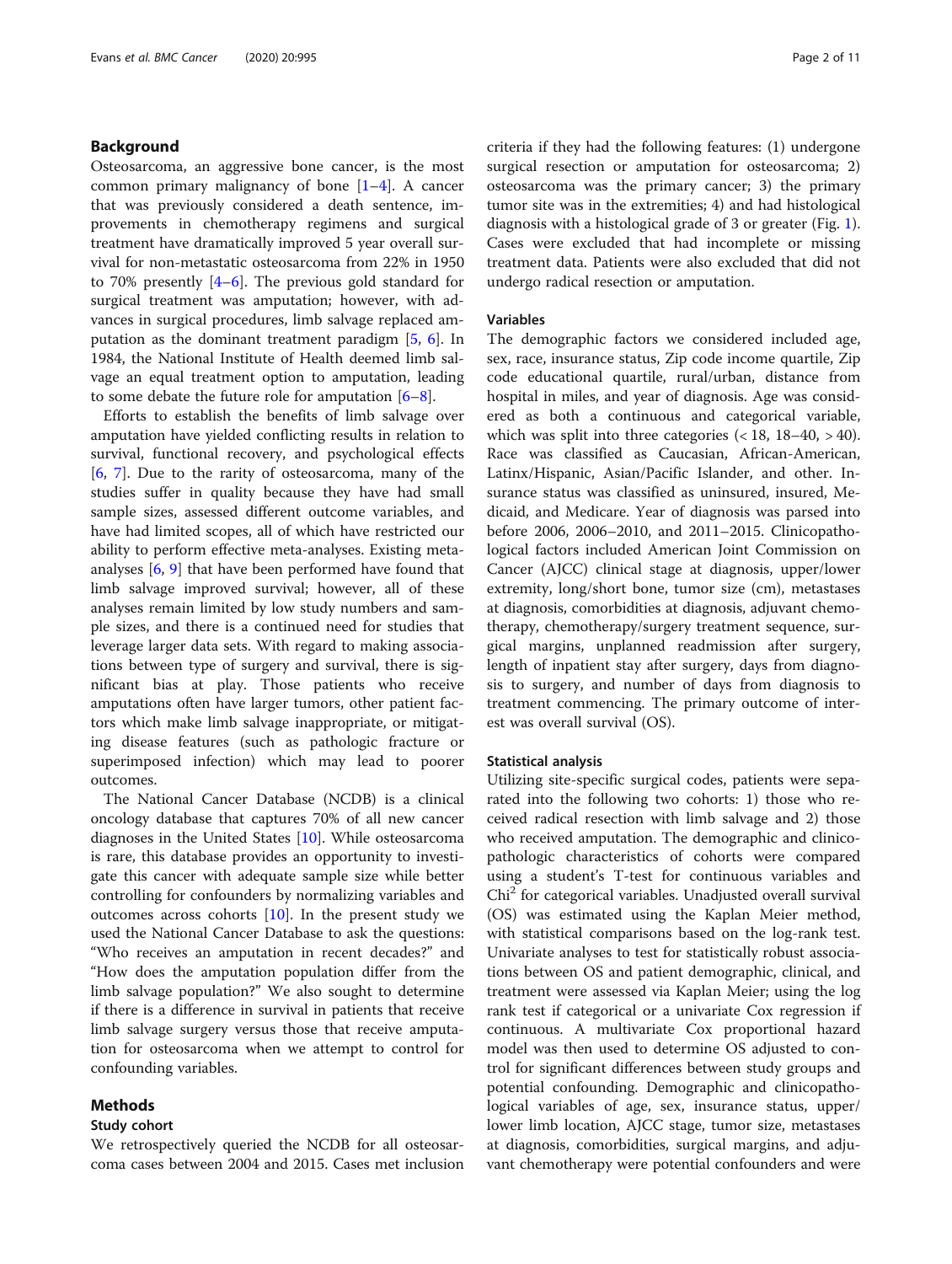## Background

Osteosarcoma, an aggressive bone cancer, is the most common primary malignancy of bone [1–4]. A cancer that was previously considered a death sentence, improvements in chemotherapy regimens and surgical treatment have dramatically improved 5 year overall survival for non-metastatic osteosarcoma from 22% in 1950 to 70% presently [4–6]. The previous gold standard for surgical treatment was amputation; however, with advances in surgical procedures, limb salvage replaced amputation as the dominant treatment paradigm [5, 6]. In 1984, the National Institute of Health deemed limb salvage an equal treatment option to amputation, leading to some debate the future role for amputation [6–8].

Efforts to establish the benefits of limb salvage over amputation have yielded conflicting results in relation to survival, functional recovery, and psychological effects [6, 7]. Due to the rarity of osteosarcoma, many of the studies suffer in quality because they have had small sample sizes, assessed different outcome variables, and have had limited scopes, all of which have restricted our ability to perform effective meta-analyses. Existing meta-analyses [6, 9] that have been performed have found that limb salvage improved survival; however, all of these analyses remain limited by low study numbers and sample sizes, and there is a continued need for studies that leverage larger data sets. With regard to making associations between type of surgery and survival, there is significant bias at play. Those patients who receive amputations often have larger tumors, other patient factors which make limb salvage inappropriate, or mitigating disease features (such as pathologic fracture or superimposed infection) which may lead to poorer outcomes.

The National Cancer Database (NCDB) is a clinical oncology database that captures 70% of all new cancer diagnoses in the United States [10]. While osteosarcoma is rare, this database provides an opportunity to investigate this cancer with adequate sample size while better controlling for confounders by normalizing variables and outcomes across cohorts [10]. In the present study we used the National Cancer Database to ask the questions: "Who receives an amputation in recent decades?" and "How does the amputation population differ from the limb salvage population?" We also sought to determine if there is a difference in survival in patients that receive limb salvage surgery versus those that receive amputation for osteosarcoma when we attempt to control for confounding variables.

## Methods

### Study cohort

We retrospectively queried the NCDB for all osteosarcoma cases between 2004 and 2015. Cases met inclusion criteria if they had the following features: (1) undergone surgical resection or amputation for osteosarcoma; 2) osteosarcoma was the primary cancer; 3) the primary tumor site was in the extremities; 4) and had histological diagnosis with a histological grade of 3 or greater (Fig. 1). Cases were excluded that had incomplete or missing treatment data. Patients were also excluded that did not undergo radical resection or amputation.

### Variables

The demographic factors we considered included age, sex, race, insurance status, Zip code income quartile, Zip code educational quartile, rural/urban, distance from hospital in miles, and year of diagnosis. Age was considered as both a continuous and categorical variable, which was split into three categories (< 18, 18–40, > 40). Race was classified as Caucasian, African-American, Latinx/Hispanic, Asian/Pacific Islander, and other. Insurance status was classified as uninsured, insured, Medicaid, and Medicare. Year of diagnosis was parsed into before 2006, 2006–2010, and 2011–2015. Clinicopathological factors included American Joint Commission on Cancer (AJCC) clinical stage at diagnosis, upper/lower extremity, long/short bone, tumor size (cm), metastases at diagnosis, comorbidities at diagnosis, adjuvant chemotherapy, chemotherapy/surgery treatment sequence, surgical margins, unplanned readmission after surgery, length of inpatient stay after surgery, days from diagnosis to surgery, and number of days from diagnosis to treatment commencing. The primary outcome of interest was overall survival (OS).

### Statistical analysis

Utilizing site-specific surgical codes, patients were separated into the following two cohorts: 1) those who received radical resection with limb salvage and 2) those who received amputation. The demographic and clinicopathologic characteristics of cohorts were compared using a student's T-test for continuous variables and $Chi^2$ for categorical variables. Unadjusted overall survival (OS) was estimated using the Kaplan Meier method, with statistical comparisons based on the log-rank test. Univariate analyses to test for statistically robust associations between OS and patient demographic, clinical, and treatment were assessed via Kaplan Meier; using the log rank test if categorical or a univariate Cox regression if continuous. A multivariate Cox proportional hazard model was then used to determine OS adjusted to control for significant differences between study groups and potential confounding. Demographic and clinicopathological variables of age, sex, insurance status, upper/lower limb location, AJCC stage, tumor size, metastases at diagnosis, comorbidities, surgical margins, and adjuvant chemotherapy were potential confounders and were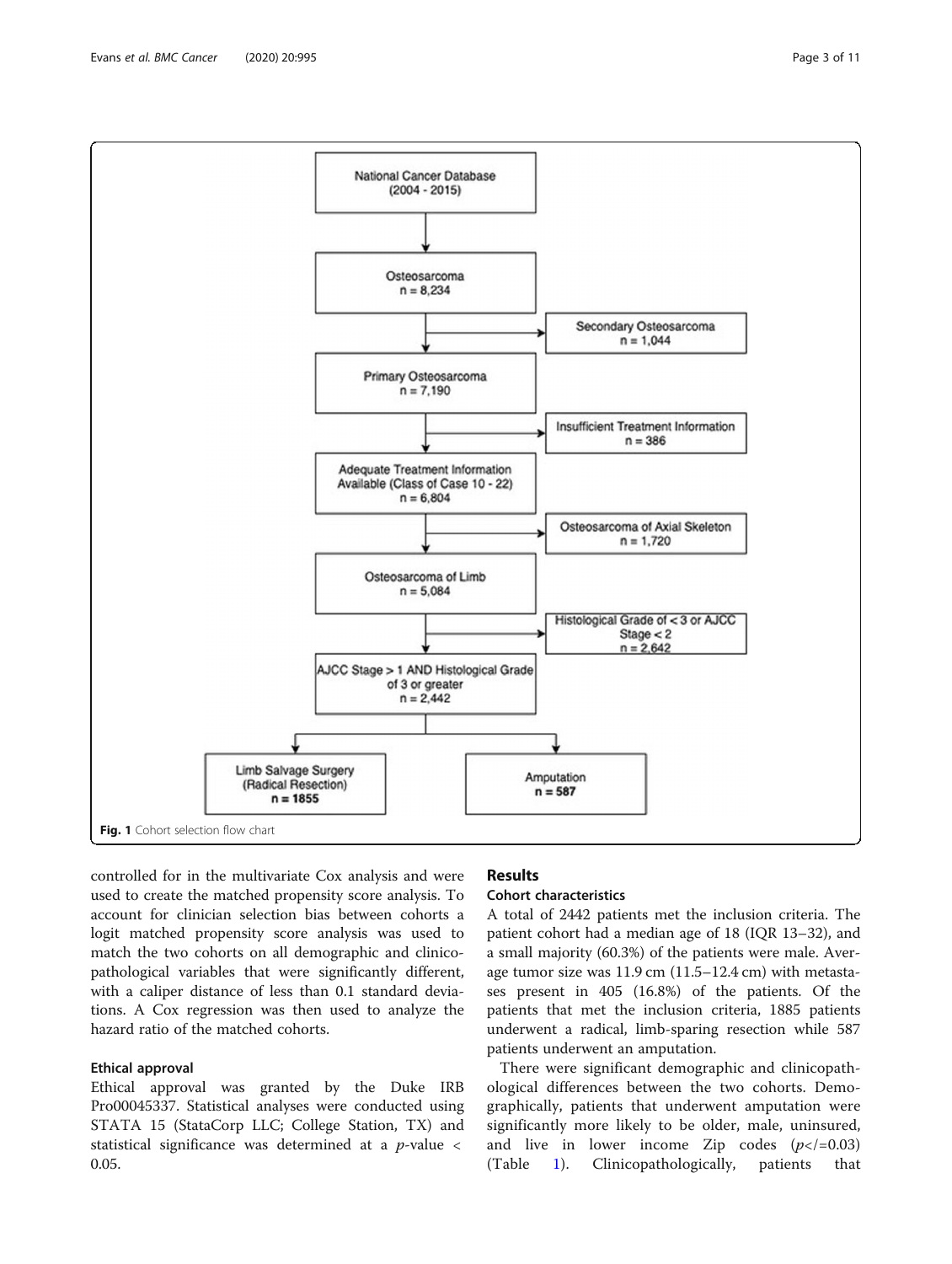Fig. 1 Cohort selection flow chart

controlled for in the multivariate Cox analysis and were used to create the matched propensity score analysis. To account for clinician selection bias between cohorts a logit matched propensity score analysis was used to match the two cohorts on all demographic and clinicopathological variables that were significantly different, with a caliper distance of less than 0.1 standard deviations. A Cox regression was then used to analyze the hazard ratio of the matched cohorts.

### Ethical approval

Ethical approval was granted by the Duke IRB Pro00045337. Statistical analyses were conducted using STATA 15 (StataCorp LLC; College Station, TX) and statistical significance was determined at a $p$-value < 0.05.

## Results

### Cohort characteristics

A total of 2442 patients met the inclusion criteria. The patient cohort had a median age of 18 (IQR 13–32), and a small majority (60.3%) of the patients were male. Average tumor size was 11.9 cm (11.5–12.4 cm) with metastases present in 405 (16.8%) of the patients. Of the patients that met the inclusion criteria, 1885 patients underwent a radical, limb-sparing resection while 587 patients underwent an amputation.

There were significant demographic and clinicopathological differences between the two cohorts. Demographically, patients that underwent amputation were significantly more likely to be older, male, uninsured, and live in lower income Zip codes ($p \leq 0.03$) (Table 1). Clinicopathologically, patients that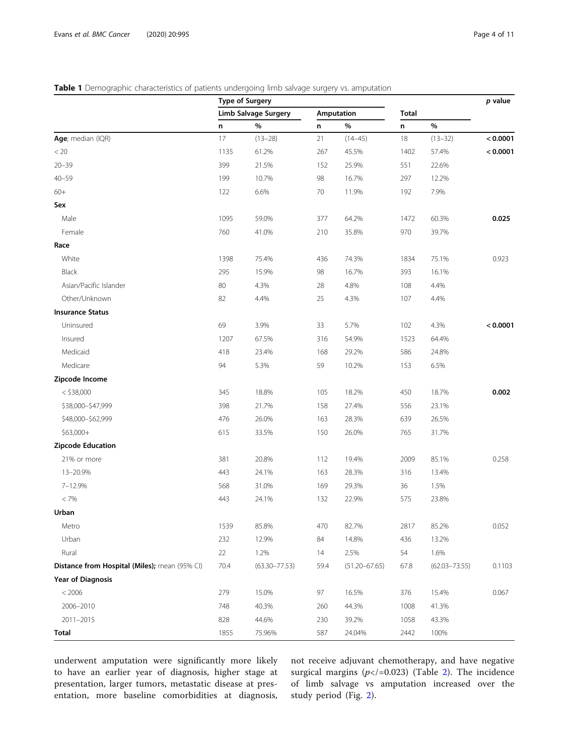**Table 1** Demographic characteristics of patients undergoing limb salvage surgery vs. amputation

| | Type of Surgery | | | | | | p value |
|---|---|---|---|---|---|---|---|
| | Limb Salvage Surgery | | Amputation | | Total | | |
| | n | % | n | % | n | % | |
| **Age**; median (IQR) | 17 | (13–28) | 21 | (14–45) | 18 | (13–32) | **< 0.0001** |
| < 20 | 1135 | 61.2% | 267 | 45.5% | 1402 | 57.4% | **< 0.0001** |
| 20–39 | 399 | 21.5% | 152 | 25.9% | 551 | 22.6% | |
| 40–59 | 199 | 10.7% | 98 | 16.7% | 297 | 12.2% | |
| 60+ | 122 | 6.6% | 70 | 11.9% | 192 | 7.9% | |
| **Sex** | | | | | | | |
| Male | 1095 | 59.0% | 377 | 64.2% | 1472 | 60.3% | **0.025** |
| Female | 760 | 41.0% | 210 | 35.8% | 970 | 39.7% | |
| **Race** | | | | | | | |
| White | 1398 | 75.4% | 436 | 74.3% | 1834 | 75.1% | 0.923 |
| Black | 295 | 15.9% | 98 | 16.7% | 393 | 16.1% | |
| Asian/Pacific Islander | 80 | 4.3% | 28 | 4.8% | 108 | 4.4% | |
| Other/Unknown | 82 | 4.4% | 25 | 4.3% | 107 | 4.4% | |
| **Insurance Status** | | | | | | | |
| Uninsured | 69 | 3.9% | 33 | 5.7% | 102 | 4.3% | **< 0.0001** |
| Insured | 1207 | 67.5% | 316 | 54.9% | 1523 | 64.4% | |
| Medicaid | 418 | 23.4% | 168 | 29.2% | 586 | 24.8% | |
| Medicare | 94 | 5.3% | 59 | 10.2% | 153 | 6.5% | |
| **Zipcode Income** | | | | | | | |
| < $38,000 | 345 | 18.8% | 105 | 18.2% | 450 | 18.7% | **0.002** |
| $38,000–$47,999 | 398 | 21.7% | 158 | 27.4% | 556 | 23.1% | |
| $48,000–$62,999 | 476 | 26.0% | 163 | 28.3% | 639 | 26.5% | |
| $63,000+ | 615 | 33.5% | 150 | 26.0% | 765 | 31.7% | |
| **Zipcode Education** | | | | | | | |
| 21% or more | 381 | 20.8% | 112 | 19.4% | 2009 | 85.1% | 0.258 |
| 13–20.9% | 443 | 24.1% | 163 | 28.3% | 316 | 13.4% | |
| 7–12.9% | 568 | 31.0% | 169 | 29.3% | 36 | 1.5% | |
| < 7% | 443 | 24.1% | 132 | 22.9% | 575 | 23.8% | |
| **Urban** | | | | | | | |
| Metro | 1539 | 85.8% | 470 | 82.7% | 2817 | 85.2% | 0.052 |
| Urban | 232 | 12.9% | 84 | 14.8% | 436 | 13.2% | |
| Rural | 22 | 1.2% | 14 | 2.5% | 54 | 1.6% | |
| **Distance from Hospital (Miles)**; mean (95% CI) | 70.4 | (63.30–77.53) | 59.4 | (51.20–67.65) | 67.8 | (62.03–73.55) | 0.1103 |
| **Year of Diagnosis** | | | | | | | |
| < 2006 | 279 | 15.0% | 97 | 16.5% | 376 | 15.4% | 0.067 |
| 2006–2010 | 748 | 40.3% | 260 | 44.3% | 1008 | 41.3% | |
| 2011–2015 | 828 | 44.6% | 230 | 39.2% | 1058 | 43.3% | |
| **Total** | 1855 | 75.96% | 587 | 24.04% | 2442 | 100% | |

underwent amputation were significantly more likely to have an earlier year of diagnosis, higher stage at presentation, larger tumors, metastatic disease at presentation, more baseline comorbidities at diagnosis, not receive adjuvant chemotherapy, and have negative surgical margins ($p \leq 0.023$) (Table 2). The incidence of limb salvage vs amputation increased over the study period (Fig. 2).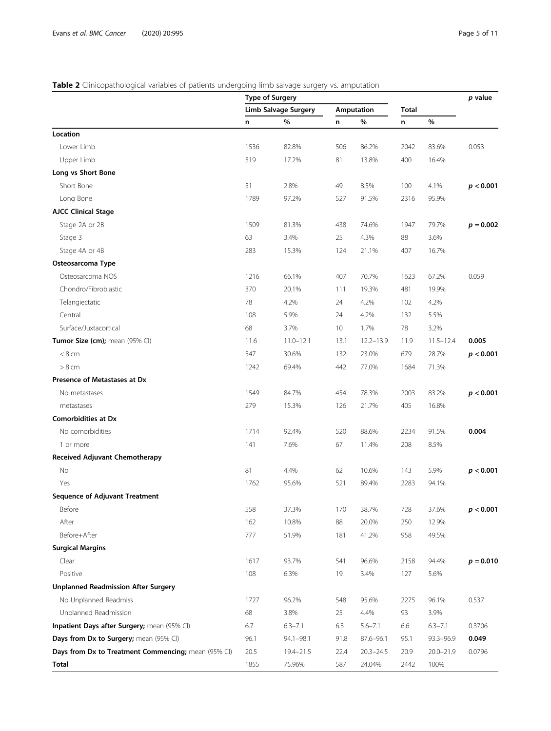**Table 2** Clinicopathological variables of patients undergoing limb salvage surgery vs. amputation

| | Type of Surgery | | | | | | p value |
|---|---|---|---|---|---|---|---|
| | Limb Salvage Surgery | | Amputation | | Total | | |
| | n | % | n | % | n | % | |
| **Location** | | | | | | | |
| Lower Limb | 1536 | 82.8% | 506 | 86.2% | 2042 | 83.6% | 0.053 |
| Upper Limb | 319 | 17.2% | 81 | 13.8% | 400 | 16.4% | |
| **Long vs Short Bone** | | | | | | | |
| Short Bone | 51 | 2.8% | 49 | 8.5% | 100 | 4.1% | **$p < 0.001$** |
| Long Bone | 1789 | 97.2% | 527 | 91.5% | 2316 | 95.9% | |
| **AJCC Clinical Stage** | | | | | | | |
| Stage 2A or 2B | 1509 | 81.3% | 438 | 74.6% | 1947 | 79.7% | **$p = 0.002$** |
| Stage 3 | 63 | 3.4% | 25 | 4.3% | 88 | 3.6% | |
| Stage 4A or 4B | 283 | 15.3% | 124 | 21.1% | 407 | 16.7% | |
| **Osteosarcoma Type** | | | | | | | |
| Osteosarcoma NOS | 1216 | 66.1% | 407 | 70.7% | 1623 | 67.2% | 0.059 |
| Chondro/Fibroblastic | 370 | 20.1% | 111 | 19.3% | 481 | 19.9% | |
| Telangiectatic | 78 | 4.2% | 24 | 4.2% | 102 | 4.2% | |
| Central | 108 | 5.9% | 24 | 4.2% | 132 | 5.5% | |
| Surface/Juxtacortical | 68 | 3.7% | 10 | 1.7% | 78 | 3.2% | |
| **Tumor Size (cm);** mean (95% CI) | 11.6 | 11.0–12.1 | 13.1 | 12.2–13.9 | 11.9 | 11.5–12.4 | **0.005** |
| < 8 cm | 547 | 30.6% | 132 | 23.0% | 679 | 28.7% | **$p < 0.001$** |
| > 8 cm | 1242 | 69.4% | 442 | 77.0% | 1684 | 71.3% | |
| **Presence of Metastases at Dx** | | | | | | | |
| No metastases | 1549 | 84.7% | 454 | 78.3% | 2003 | 83.2% | **$p < 0.001$** |
| metastases | 279 | 15.3% | 126 | 21.7% | 405 | 16.8% | |
| **Comorbidities at Dx** | | | | | | | |
| No comorbidities | 1714 | 92.4% | 520 | 88.6% | 2234 | 91.5% | **0.004** |
| 1 or more | 141 | 7.6% | 67 | 11.4% | 208 | 8.5% | |
| **Received Adjuvant Chemotherapy** | | | | | | | |
| No | 81 | 4.4% | 62 | 10.6% | 143 | 5.9% | **$p < 0.001$** |
| Yes | 1762 | 95.6% | 521 | 89.4% | 2283 | 94.1% | |
| **Sequence of Adjuvant Treatment** | | | | | | | |
| Before | 558 | 37.3% | 170 | 38.7% | 728 | 37.6% | **$p < 0.001$** |
| After | 162 | 10.8% | 88 | 20.0% | 250 | 12.9% | |
| Before+After | 777 | 51.9% | 181 | 41.2% | 958 | 49.5% | |
| **Surgical Margins** | | | | | | | |
| Clear | 1617 | 93.7% | 541 | 96.6% | 2158 | 94.4% | **$p = 0.010$** |
| Positive | 108 | 6.3% | 19 | 3.4% | 127 | 5.6% | |
| **Unplanned Readmission After Surgery** | | | | | | | |
| No Unplanned Readmiss | 1727 | 96.2% | 548 | 95.6% | 2275 | 96.1% | 0.537 |
| Unplanned Readmission | 68 | 3.8% | 25 | 4.4% | 93 | 3.9% | |
| **Inpatient Days after Surgery;** mean (95% CI) | 6.7 | 6.3–7.1 | 6.3 | 5.6–7.1 | 6.6 | 6.3–7.1 | 0.3706 |
| **Days from Dx to Surgery;** mean (95% CI) | 96.1 | 94.1–98.1 | 91.8 | 87.6–96.1 | 95.1 | 93.3–96.9 | **0.049** |
| **Days from Dx to Treatment Commencing;** mean (95% CI) | 20.5 | 19.4–21.5 | 22.4 | 20.3–24.5 | 20.9 | 20.0–21.9 | 0.0796 |
| **Total** | 1855 | 75.96% | 587 | 24.04% | 2442 | 100% | |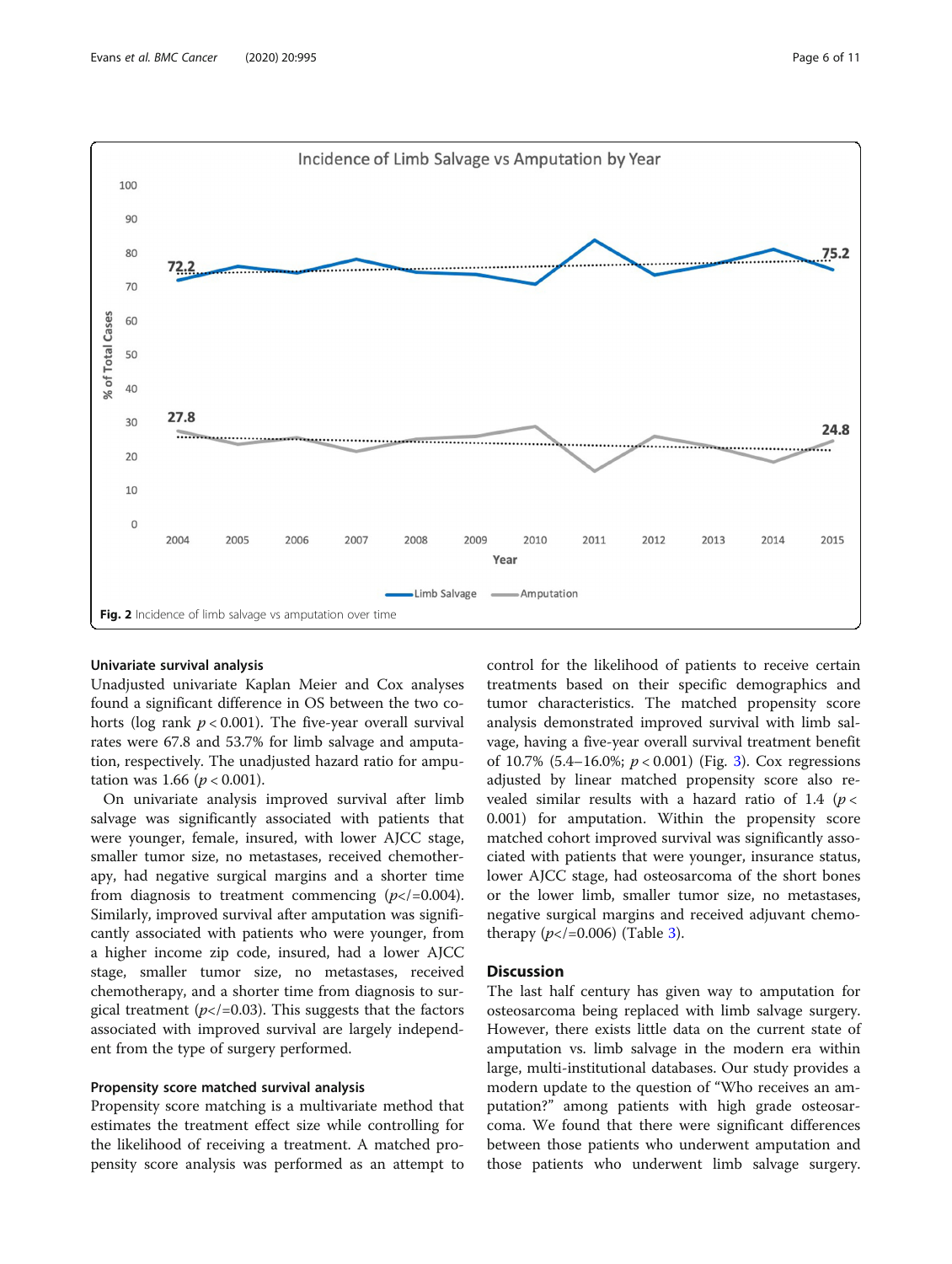Fig. 2 Incidence of limb salvage vs amputation over time

### Univariate survival analysis

Unadjusted univariate Kaplan Meier and Cox analyses found a significant difference in OS between the two cohorts (log rank $p < 0.001$). The five-year overall survival rates were 67.8 and 53.7% for limb salvage and amputation, respectively. The unadjusted hazard ratio for amputation was 1.66 ($p < 0.001$).

On univariate analysis improved survival after limb salvage was significantly associated with patients that were younger, female, insured, with lower AJCC stage, smaller tumor size, no metastases, received chemotherapy, had negative surgical margins and a shorter time from diagnosis to treatment commencing ($p$</=0.004). Similarly, improved survival after amputation was significantly associated with patients who were younger, from a higher income zip code, insured, had a lower AJCC stage, smaller tumor size, no metastases, received chemotherapy, and a shorter time from diagnosis to surgical treatment ($p$</=0.03). This suggests that the factors associated with improved survival are largely independent from the type of surgery performed.

### Propensity score matched survival analysis

Propensity score matching is a multivariate method that estimates the treatment effect size while controlling for the likelihood of receiving a treatment. A matched propensity score analysis was performed as an attempt to control for the likelihood of patients to receive certain treatments based on their specific demographics and tumor characteristics. The matched propensity score analysis demonstrated improved survival with limb salvage, having a five-year overall survival treatment benefit of 10.7% (5.4–16.0%; $p < 0.001$) (Fig. 3). Cox regressions adjusted by linear matched propensity score also revealed similar results with a hazard ratio of 1.4 ($p < 0.001$) for amputation. Within the propensity score matched cohort improved survival was significantly associated with patients that were younger, insurance status, lower AJCC stage, had osteosarcoma of the short bones or the lower limb, smaller tumor size, no metastases, negative surgical margins and received adjuvant chemotherapy ($p$</=0.006) (Table 3).

## Discussion

The last half century has given way to amputation for osteosarcoma being replaced with limb salvage surgery. However, there exists little data on the current state of amputation vs. limb salvage in the modern era within large, multi-institutional databases. Our study provides a modern update to the question of "Who receives an amputation?" among patients with high grade osteosarcoma. We found that there were significant differences between those patients who underwent amputation and those patients who underwent limb salvage surgery.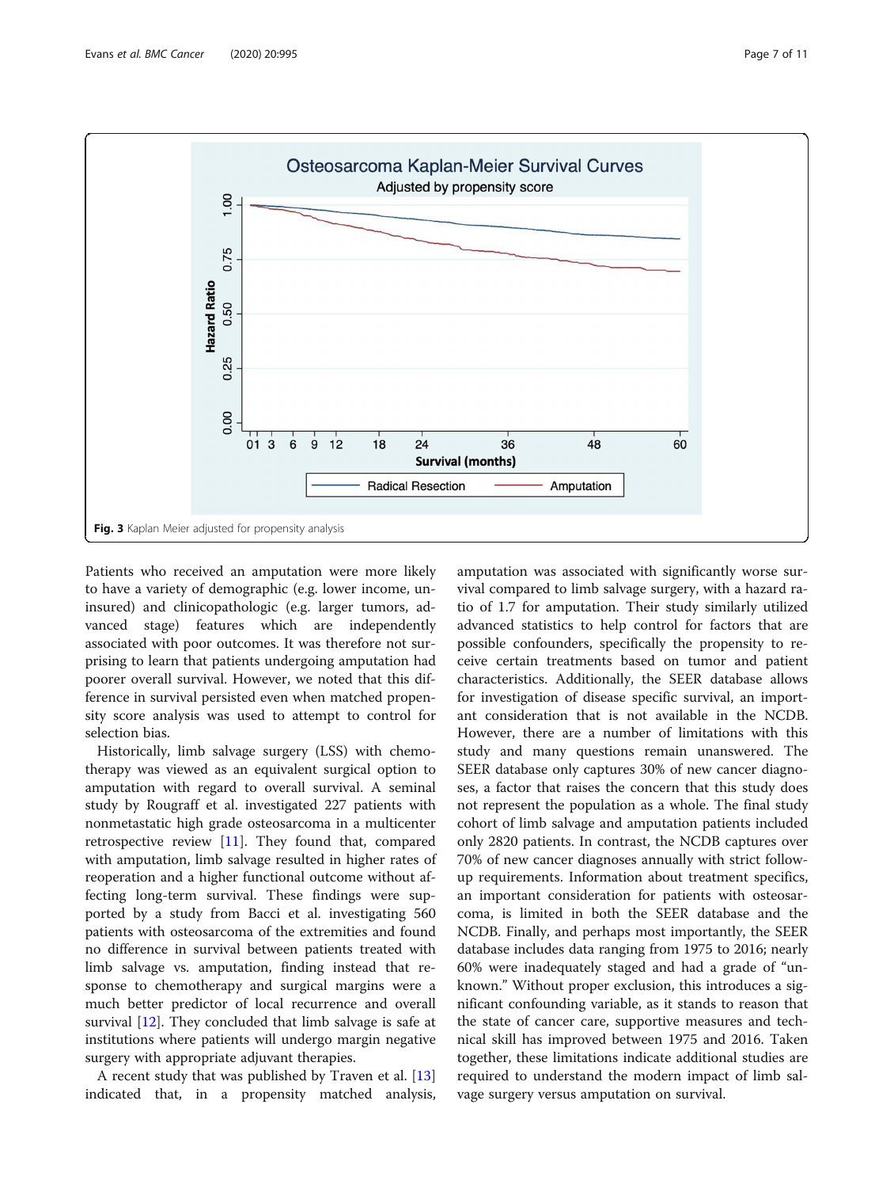Fig. 3 Kaplan Meier adjusted for propensity analysis

Patients who received an amputation were more likely to have a variety of demographic (e.g. lower income, uninsured) and clinicopathologic (e.g. larger tumors, advanced stage) features which are independently associated with poor outcomes. It was therefore not surprising to learn that patients undergoing amputation had poorer overall survival. However, we noted that this difference in survival persisted even when matched propensity score analysis was used to attempt to control for selection bias.

Historically, limb salvage surgery (LSS) with chemotherapy was viewed as an equivalent surgical option to amputation with regard to overall survival. A seminal study by Rougraff et al. investigated 227 patients with nonmetastatic high grade osteosarcoma in a multicenter retrospective review [11]. They found that, compared with amputation, limb salvage resulted in higher rates of reoperation and a higher functional outcome without affecting long-term survival. These findings were supported by a study from Bacci et al. investigating 560 patients with osteosarcoma of the extremities and found no difference in survival between patients treated with limb salvage vs. amputation, finding instead that response to chemotherapy and surgical margins were a much better predictor of local recurrence and overall survival [12]. They concluded that limb salvage is safe at institutions where patients will undergo margin negative surgery with appropriate adjuvant therapies.

A recent study that was published by Traven et al. [13] indicated that, in a propensity matched analysis, amputation was associated with significantly worse survival compared to limb salvage surgery, with a hazard ratio of 1.7 for amputation. Their study similarly utilized advanced statistics to help control for factors that are possible confounders, specifically the propensity to receive certain treatments based on tumor and patient characteristics. Additionally, the SEER database allows for investigation of disease specific survival, an important consideration that is not available in the NCDB. However, there are a number of limitations with this study and many questions remain unanswered. The SEER database only captures 30% of new cancer diagnoses, a factor that raises the concern that this study does not represent the population as a whole. The final study cohort of limb salvage and amputation patients included only 2820 patients. In contrast, the NCDB captures over 70% of new cancer diagnoses annually with strict follow-up requirements. Information about treatment specifics, an important consideration for patients with osteosarcoma, is limited in both the SEER database and the NCDB. Finally, and perhaps most importantly, the SEER database includes data ranging from 1975 to 2016; nearly 60% were inadequately staged and had a grade of "unknown." Without proper exclusion, this introduces a significant confounding variable, as it stands to reason that the state of cancer care, supportive measures and technical skill has improved between 1975 and 2016. Taken together, these limitations indicate additional studies are required to understand the modern impact of limb salvage surgery versus amputation on survival.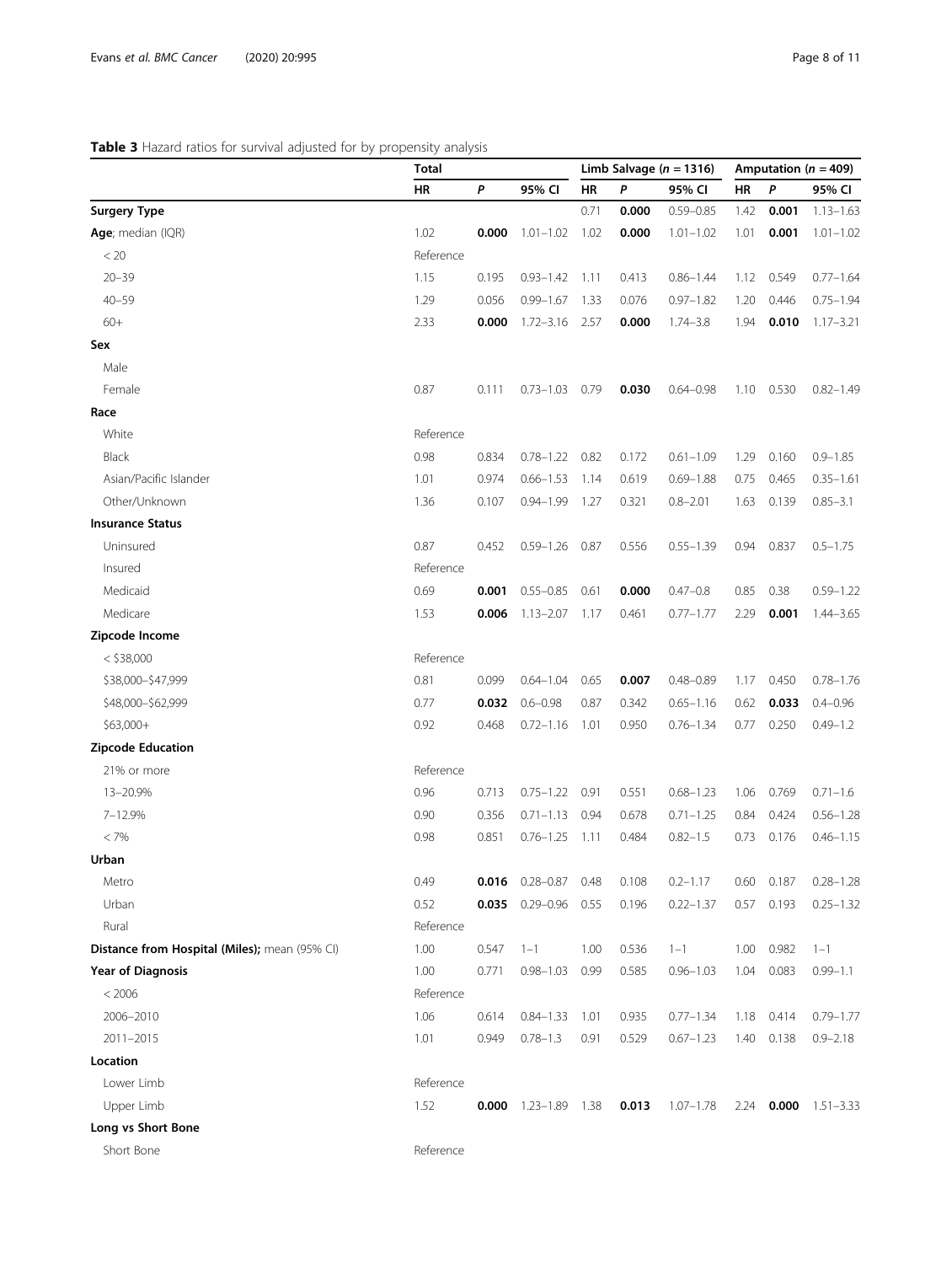**Table 3** Hazard ratios for survival adjusted for by propensity analysis

| | Total | | | Limb Salvage ($n$ = 1316) | | | Amputation ($n$ = 409) | | |
|---|---|---|---|---|---|---|---|---|---|
| | HR | P | 95% CI | HR | P | 95% CI | HR | P | 95% CI |
| **Surgery Type** | | | | 0.71 | **0.000** | 0.59–0.85 | 1.42 | **0.001** | 1.13–1.63 |
| **Age**; median (IQR) | 1.02 | **0.000** | 1.01–1.02 | 1.02 | **0.000** | 1.01–1.02 | 1.01 | **0.001** | 1.01–1.02 |
| < 20 | Reference | | | | | | | | |
| 20–39 | 1.15 | 0.195 | 0.93–1.42 | 1.11 | 0.413 | 0.86–1.44 | 1.12 | 0.549 | 0.77–1.64 |
| 40–59 | 1.29 | 0.056 | 0.99–1.67 | 1.33 | 0.076 | 0.97–1.82 | 1.20 | 0.446 | 0.75–1.94 |
| 60+ | 2.33 | **0.000** | 1.72–3.16 | 2.57 | **0.000** | 1.74–3.8 | 1.94 | **0.010** | 1.17–3.21 |
| **Sex** | | | | | | | | | |
| Male | | | | | | | | | |
| Female | 0.87 | 0.111 | 0.73–1.03 | 0.79 | **0.030** | 0.64–0.98 | 1.10 | 0.530 | 0.82–1.49 |
| **Race** | | | | | | | | | |
| White | Reference | | | | | | | | |
| Black | 0.98 | 0.834 | 0.78–1.22 | 0.82 | 0.172 | 0.61–1.09 | 1.29 | 0.160 | 0.9–1.85 |
| Asian/Pacific Islander | 1.01 | 0.974 | 0.66–1.53 | 1.14 | 0.619 | 0.69–1.88 | 0.75 | 0.465 | 0.35–1.61 |
| Other/Unknown | 1.36 | 0.107 | 0.94–1.99 | 1.27 | 0.321 | 0.8–2.01 | 1.63 | 0.139 | 0.85–3.1 |
| **Insurance Status** | | | | | | | | | |
| Uninsured | 0.87 | 0.452 | 0.59–1.26 | 0.87 | 0.556 | 0.55–1.39 | 0.94 | 0.837 | 0.5–1.75 |
| Insured | Reference | | | | | | | | |
| Medicaid | 0.69 | **0.001** | 0.55–0.85 | 0.61 | **0.000** | 0.47–0.8 | 0.85 | 0.38 | 0.59–1.22 |
| Medicare | 1.53 | **0.006** | 1.13–2.07 | 1.17 | 0.461 | 0.77–1.77 | 2.29 | **0.001** | 1.44–3.65 |
| **Zipcode Income** | | | | | | | | | |
| < $38,000 | Reference | | | | | | | | |
| $38,000–$47,999 | 0.81 | 0.099 | 0.64–1.04 | 0.65 | **0.007** | 0.48–0.89 | 1.17 | 0.450 | 0.78–1.76 |
| $48,000–$62,999 | 0.77 | **0.032** | 0.6–0.98 | 0.87 | 0.342 | 0.65–1.16 | 0.62 | **0.033** | 0.4–0.96 |
| $63,000+ | 0.92 | 0.468 | 0.72–1.16 | 1.01 | 0.950 | 0.76–1.34 | 0.77 | 0.250 | 0.49–1.2 |
| **Zipcode Education** | | | | | | | | | |
| 21% or more | Reference | | | | | | | | |
| 13–20.9% | 0.96 | 0.713 | 0.75–1.22 | 0.91 | 0.551 | 0.68–1.23 | 1.06 | 0.769 | 0.71–1.6 |
| 7–12.9% | 0.90 | 0.356 | 0.71–1.13 | 0.94 | 0.678 | 0.71–1.25 | 0.84 | 0.424 | 0.56–1.28 |
| < 7% | 0.98 | 0.851 | 0.76–1.25 | 1.11 | 0.484 | 0.82–1.5 | 0.73 | 0.176 | 0.46–1.15 |
| **Urban** | | | | | | | | | |
| Metro | 0.49 | **0.016** | 0.28–0.87 | 0.48 | 0.108 | 0.2–1.17 | 0.60 | 0.187 | 0.28–1.28 |
| Urban | 0.52 | **0.035** | 0.29–0.96 | 0.55 | 0.196 | 0.22–1.37 | 0.57 | 0.193 | 0.25–1.32 |
| Rural | Reference | | | | | | | | |
| **Distance from Hospital (Miles)**; mean (95% CI) | 1.00 | 0.547 | 1–1 | 1.00 | 0.536 | 1–1 | 1.00 | 0.982 | 1–1 |
| **Year of Diagnosis** | 1.00 | 0.771 | 0.98–1.03 | 0.99 | 0.585 | 0.96–1.03 | 1.04 | 0.083 | 0.99–1.1 |
| < 2006 | Reference | | | | | | | | |
| 2006–2010 | 1.06 | 0.614 | 0.84–1.33 | 1.01 | 0.935 | 0.77–1.34 | 1.18 | 0.414 | 0.79–1.77 |
| 2011–2015 | 1.01 | 0.949 | 0.78–1.3 | 0.91 | 0.529 | 0.67–1.23 | 1.40 | 0.138 | 0.9–2.18 |
| **Location** | | | | | | | | | |
| Lower Limb | Reference | | | | | | | | |
| Upper Limb | 1.52 | **0.000** | 1.23–1.89 | 1.38 | **0.013** | 1.07–1.78 | 2.24 | **0.000** | 1.51–3.33 |
| **Long vs Short Bone** | | | | | | | | | |
| Short Bone | Reference | | | | | | | | |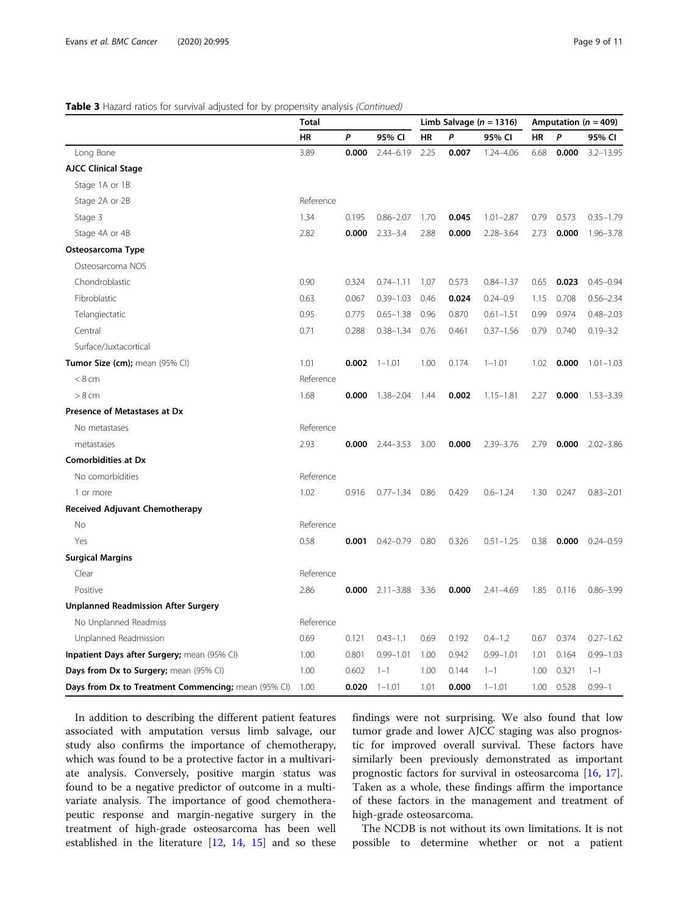**Table 3** Hazard ratios for survival adjusted for by propensity analysis *(Continued)*

| | Total | | | Limb Salvage (*n* = 1316) | | | Amputation (*n* = 409) | | |
|---|---|---|---|---|---|---|---|---|---|
| | **HR** | ***P*** | **95% CI** | **HR** | ***P*** | **95% CI** | **HR** | ***P*** | **95% CI** |
| Long Bone | 3.89 | **0.000** | 2.44–6.19 | 2.25 | **0.007** | 1.24–4.06 | 6.68 | **0.000** | 3.2–13.95 |
| **AJCC Clinical Stage** | | | | | | | | | |
| Stage 1A or 1B | | | | | | | | | |
| Stage 2A or 2B | Reference | | | | | | | | |
| Stage 3 | 1.34 | 0.195 | 0.86–2.07 | 1.70 | **0.045** | 1.01–2.87 | 0.79 | 0.573 | 0.35–1.79 |
| Stage 4A or 4B | 2.82 | **0.000** | 2.33–3.4 | 2.88 | **0.000** | 2.28–3.64 | 2.73 | **0.000** | 1.96–3.78 |
| **Osteosarcoma Type** | | | | | | | | | |
| Osteosarcoma NOS | | | | | | | | | |
| Chondroblastic | 0.90 | 0.324 | 0.74–1.11 | 1.07 | 0.573 | 0.84–1.37 | 0.65 | **0.023** | 0.45–0.94 |
| Fibroblastic | 0.63 | 0.067 | 0.39–1.03 | 0.46 | **0.024** | 0.24–0.9 | 1.15 | 0.708 | 0.56–2.34 |
| Telangiectatic | 0.95 | 0.775 | 0.65–1.38 | 0.96 | 0.870 | 0.61–1.51 | 0.99 | 0.974 | 0.48–2.03 |
| Central | 0.71 | 0.288 | 0.38–1.34 | 0.76 | 0.461 | 0.37–1.56 | 0.79 | 0.740 | 0.19–3.2 |
| Surface/Juxtacortical | | | | | | | | | |
| **Tumor Size (cm);** mean (95% CI) | 1.01 | **0.002** | 1–1.01 | 1.00 | 0.174 | 1–1.01 | 1.02 | **0.000** | 1.01–1.03 |
| < 8 cm | Reference | | | | | | | | |
| > 8 cm | 1.68 | **0.000** | 1.38–2.04 | 1.44 | **0.002** | 1.15–1.81 | 2.27 | **0.000** | 1.53–3.39 |
| **Presence of Metastases at Dx** | | | | | | | | | |
| No metastases | Reference | | | | | | | | |
| metastases | 2.93 | **0.000** | 2.44–3.53 | 3.00 | **0.000** | 2.39–3.76 | 2.79 | **0.000** | 2.02–3.86 |
| **Comorbidities at Dx** | | | | | | | | | |
| No comorbidities | Reference | | | | | | | | |
| 1 or more | 1.02 | 0.916 | 0.77–1.34 | 0.86 | 0.429 | 0.6–1.24 | 1.30 | 0.247 | 0.83–2.01 |
| **Received Adjuvant Chemotherapy** | | | | | | | | | |
| No | Reference | | | | | | | | |
| Yes | 0.58 | **0.001** | 0.42–0.79 | 0.80 | 0.326 | 0.51–1.25 | 0.38 | **0.000** | 0.24–0.59 |
| **Surgical Margins** | | | | | | | | | |
| Clear | Reference | | | | | | | | |
| Positive | 2.86 | **0.000** | 2.11–3.88 | 3.36 | **0.000** | 2.41–4.69 | 1.85 | 0.116 | 0.86–3.99 |
| **Unplanned Readmission After Surgery** | | | | | | | | | |
| No Unplanned Readmiss | Reference | | | | | | | | |
| Unplanned Readmission | 0.69 | 0.121 | 0.43–1.1 | 0.69 | 0.192 | 0.4–1.2 | 0.67 | 0.374 | 0.27–1.62 |
| **Inpatient Days after Surgery;** mean (95% CI) | 1.00 | 0.801 | 0.99–1.01 | 1.00 | 0.942 | 0.99–1.01 | 1.01 | 0.164 | 0.99–1.03 |
| **Days from Dx to Surgery;** mean (95% CI) | 1.00 | 0.602 | 1–1 | 1.00 | 0.144 | 1–1 | 1.00 | 0.321 | 1–1 |
| **Days from Dx to Treatment Commencing;** mean (95% CI) | 1.00 | **0.020** | 1–1.01 | 1.01 | **0.000** | 1–1.01 | 1.00 | 0.528 | 0.99–1 |

In addition to describing the different patient features associated with amputation versus limb salvage, our study also confirms the importance of chemotherapy, which was found to be a protective factor in a multivariate analysis. Conversely, positive margin status was found to be a negative predictor of outcome in a multivariate analysis. The importance of good chemotherapeutic response and margin-negative surgery in the treatment of high-grade osteosarcoma has been well established in the literature [12, 14, 15] and so these findings were not surprising. We also found that low tumor grade and lower AJCC staging was also prognostic for improved overall survival. These factors have similarly been previously demonstrated as important prognostic factors for survival in osteosarcoma [16, 17]. Taken as a whole, these findings affirm the importance of these factors in the management and treatment of high-grade osteosarcoma.

The NCDB is not without its own limitations. It is not possible to determine whether or not a patient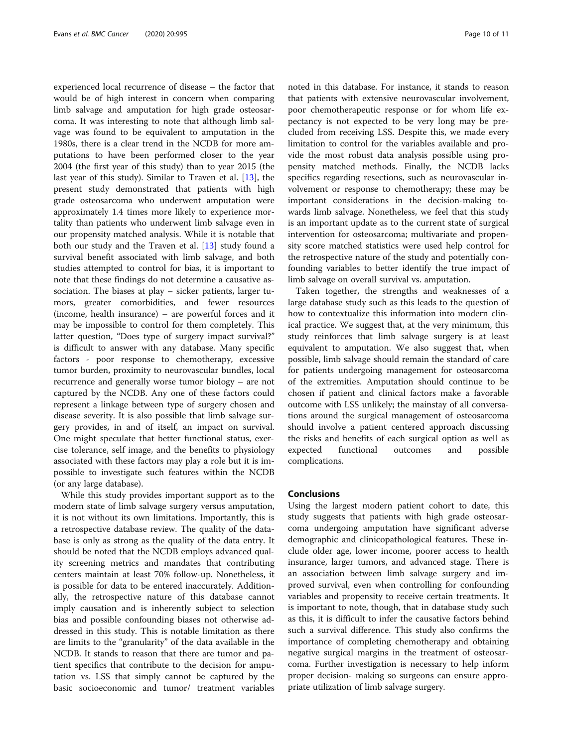experienced local recurrence of disease – the factor that would be of high interest in concern when comparing limb salvage and amputation for high grade osteosarcoma. It was interesting to note that although limb salvage was found to be equivalent to amputation in the 1980s, there is a clear trend in the NCDB for more amputations to have been performed closer to the year 2004 (the first year of this study) than to year 2015 (the last year of this study). Similar to Traven et al. [13], the present study demonstrated that patients with high grade osteosarcoma who underwent amputation were approximately 1.4 times more likely to experience mortality than patients who underwent limb salvage even in our propensity matched analysis. While it is notable that both our study and the Traven et al. [13] study found a survival benefit associated with limb salvage, and both studies attempted to control for bias, it is important to note that these findings do not determine a causative association. The biases at play – sicker patients, larger tumors, greater comorbidities, and fewer resources (income, health insurance) – are powerful forces and it may be impossible to control for them completely. This latter question, "Does type of surgery impact survival?" is difficult to answer with any database. Many specific factors - poor response to chemotherapy, excessive tumor burden, proximity to neurovascular bundles, local recurrence and generally worse tumor biology – are not captured by the NCDB. Any one of these factors could represent a linkage between type of surgery chosen and disease severity. It is also possible that limb salvage surgery provides, in and of itself, an impact on survival. One might speculate that better functional status, exercise tolerance, self image, and the benefits to physiology associated with these factors may play a role but it is impossible to investigate such features within the NCDB (or any large database).

While this study provides important support as to the modern state of limb salvage surgery versus amputation, it is not without its own limitations. Importantly, this is a retrospective database review. The quality of the database is only as strong as the quality of the data entry. It should be noted that the NCDB employs advanced quality screening metrics and mandates that contributing centers maintain at least 70% follow-up. Nonetheless, it is possible for data to be entered inaccurately. Additionally, the retrospective nature of this database cannot imply causation and is inherently subject to selection bias and possible confounding biases not otherwise addressed in this study. This is notable limitation as there are limits to the "granularity" of the data available in the NCDB. It stands to reason that there are tumor and patient specifics that contribute to the decision for amputation vs. LSS that simply cannot be captured by the basic socioeconomic and tumor/ treatment variables noted in this database. For instance, it stands to reason that patients with extensive neurovascular involvement, poor chemotherapeutic response or for whom life expectancy is not expected to be very long may be precluded from receiving LSS. Despite this, we made every limitation to control for the variables available and provide the most robust data analysis possible using propensity matched methods. Finally, the NCDB lacks specifics regarding resections, such as neurovascular involvement or response to chemotherapy; these may be important considerations in the decision-making towards limb salvage. Nonetheless, we feel that this study is an important update as to the current state of surgical intervention for osteosarcoma; multivariate and propensity score matched statistics were used help control for the retrospective nature of the study and potentially confounding variables to better identify the true impact of limb salvage on overall survival vs. amputation.

Taken together, the strengths and weaknesses of a large database study such as this leads to the question of how to contextualize this information into modern clinical practice. We suggest that, at the very minimum, this study reinforces that limb salvage surgery is at least equivalent to amputation. We also suggest that, when possible, limb salvage should remain the standard of care for patients undergoing management for osteosarcoma of the extremities. Amputation should continue to be chosen if patient and clinical factors make a favorable outcome with LSS unlikely; the mainstay of all conversations around the surgical management of osteosarcoma should involve a patient centered approach discussing the risks and benefits of each surgical option as well as expected functional outcomes and possible complications.

## Conclusions

Using the largest modern patient cohort to date, this study suggests that patients with high grade osteosarcoma undergoing amputation have significant adverse demographic and clinicopathological features. These include older age, lower income, poorer access to health insurance, larger tumors, and advanced stage. There is an association between limb salvage surgery and improved survival, even when controlling for confounding variables and propensity to receive certain treatments. It is important to note, though, that in database study such as this, it is difficult to infer the causative factors behind such a survival difference. This study also confirms the importance of completing chemotherapy and obtaining negative surgical margins in the treatment of osteosarcoma. Further investigation is necessary to help inform proper decision- making so surgeons can ensure appropriate utilization of limb salvage surgery.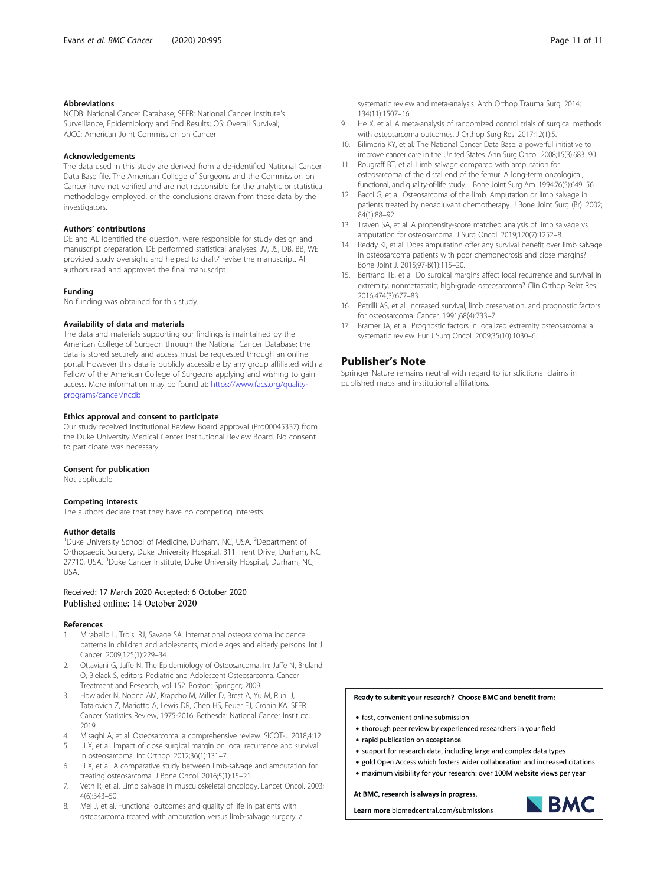## Abbreviations

NCDB: National Cancer Database; SEER: National Cancer Institute's Surveillance, Epidemiology and End Results; OS: Overall Survival; AJCC: American Joint Commission on Cancer

## Acknowledgements

The data used in this study are derived from a de-identified National Cancer Data Base file. The American College of Surgeons and the Commission on Cancer have not verified and are not responsible for the analytic or statistical methodology employed, or the conclusions drawn from these data by the investigators.

## Authors' contributions

DE and AL identified the question, were responsible for study design and manuscript preparation. DE performed statistical analyses. JV, JS, DB, BB, WE provided study oversight and helped to draft/ revise the manuscript. All authors read and approved the final manuscript.

## Funding

No funding was obtained for this study.

## Availability of data and materials

The data and materials supporting our findings is maintained by the American College of Surgeon through the National Cancer Database; the data is stored securely and access must be requested through an online portal. However this data is publicly accessible by any group affiliated with a Fellow of the American College of Surgeons applying and wishing to gain access. More information may be found at: https://www.facs.org/quality-programs/cancer/ncdb

## Ethics approval and consent to participate

Our study received Institutional Review Board approval (Pro00045337) from the Duke University Medical Center Institutional Review Board. No consent to participate was necessary.

## Consent for publication

Not applicable.

## Competing interests

The authors declare that they have no competing interests.

## Author details

[1]Duke University School of Medicine, Durham, NC, USA. [2]Department of Orthopaedic Surgery, Duke University Hospital, 311 Trent Drive, Durham, NC 27710, USA. [3]Duke Cancer Institute, Duke University Hospital, Durham, NC, USA.

Received: 17 March 2020 Accepted: 6 October 2020
Published online: 14 October 2020

## References

1. Mirabello L, Troisi RJ, Savage SA. International osteosarcoma incidence patterns in children and adolescents, middle ages and elderly persons. Int J Cancer. 2009;125(1):229–34.
2. Ottaviani G, Jaffe N. The Epidemiology of Osteosarcoma. In: Jaffe N, Bruland O, Bielack S, editors. Pediatric and Adolescent Osteosarcoma. Cancer Treatment and Research, vol 152. Boston: Springer; 2009.
3. Howlader N, Noone AM, Krapcho M, Miller D, Brest A, Yu M, Ruhl J, Tatalovich Z, Mariotto A, Lewis DR, Chen HS, Feuer EJ, Cronin KA. SEER Cancer Statistics Review, 1975-2016. Bethesda: National Cancer Institute; 2019.
4. Misaghi A, et al. Osteosarcoma: a comprehensive review. SICOT-J. 2018;4:12.
5. Li X, et al. Impact of close surgical margin on local recurrence and survival in osteosarcoma. Int Orthop. 2012;36(1):131–7.
6. Li X, et al. A comparative study between limb-salvage and amputation for treating osteosarcoma. J Bone Oncol. 2016;5(1):15–21.
7. Veth R, et al. Limb salvage in musculoskeletal oncology. Lancet Oncol. 2003;4(6):343–50.
8. Mei J, et al. Functional outcomes and quality of life in patients with osteosarcoma treated with amputation versus limb-salvage surgery: a systematic review and meta-analysis. Arch Orthop Trauma Surg. 2014;134(11):1507–16.
9. He X, et al. A meta-analysis of randomized control trials of surgical methods with osteosarcoma outcomes. J Orthop Surg Res. 2017;12(1):5.
10. Bilimoria KY, et al. The National Cancer Data Base: a powerful initiative to improve cancer care in the United States. Ann Surg Oncol. 2008;15(3):683–90.
11. Rougraff BT, et al. Limb salvage compared with amputation for osteosarcoma of the distal end of the femur. A long-term oncological, functional, and quality-of-life study. J Bone Joint Surg Am. 1994;76(5):649–56.
12. Bacci G, et al. Osteosarcoma of the limb. Amputation or limb salvage in patients treated by neoadjuvant chemotherapy. J Bone Joint Surg (Br). 2002;84(1):88–92.
13. Traven SA, et al. A propensity-score matched analysis of limb salvage vs amputation for osteosarcoma. J Surg Oncol. 2019;120(7):1252–8.
14. Reddy KI, et al. Does amputation offer any survival benefit over limb salvage in osteosarcoma patients with poor chemonecrosis and close margins? Bone Joint J. 2015;97-B(1):115–20.
15. Bertrand TE, et al. Do surgical margins affect local recurrence and survival in extremity, nonmetastatic, high-grade osteosarcoma? Clin Orthop Relat Res. 2016;474(3):677–83.
16. Petrilli AS, et al. Increased survival, limb preservation, and prognostic factors for osteosarcoma. Cancer. 1991;68(4):733–7.
17. Bramer JA, et al. Prognostic factors in localized extremity osteosarcoma: a systematic review. Eur J Surg Oncol. 2009;35(10):1030–6.

## Publisher's Note

Springer Nature remains neutral with regard to jurisdictional claims in published maps and institutional affiliations.

**Ready to submit your research? Choose BMC and benefit from:**

- fast, convenient online submission
- thorough peer review by experienced researchers in your field
- rapid publication on acceptance
- support for research data, including large and complex data types
- gold Open Access which fosters wider collaboration and increased citations
- maximum visibility for your research: over 100M website views per year

**At BMC, research is always in progress.**

**Learn more** biomedcentral.com/submissions